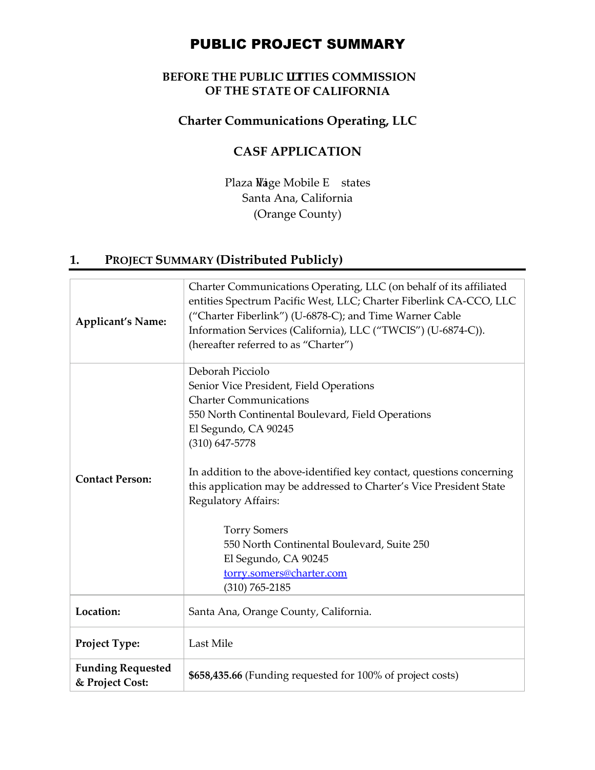# PUBLIC PROJECT SUMMARY

**BEFORE THE PUBLIC UTILITIES COMMISSION**
**OF THE STATE OF CALIFORNIA**

**Charter Communications Operating, LLC**

**CASF APPLICATION**

Plaza Village Mobile Estates
Santa Ana, California
(Orange County)

## 1. PROJECT SUMMARY (Distributed Publicly)

| | |
|---|---|
| **Applicant's Name:** | Charter Communications Operating, LLC (on behalf of its affiliated entities Spectrum Pacific West, LLC; Charter Fiberlink CA-CCO, LLC ("Charter Fiberlink") (U-6878-C); and Time Warner Cable Information Services (California), LLC ("TWCIS") (U-6874-C)). (hereafter referred to as "Charter") |
| **Contact Person:** | Deborah Picciolo<br>Senior Vice President, Field Operations<br>Charter Communications<br>550 North Continental Boulevard, Field Operations<br>El Segundo, CA 90245<br>(310) 647-5778<br><br>In addition to the above-identified key contact, questions concerning this application may be addressed to Charter's Vice President State Regulatory Affairs:<br><br>Torry Somers<br>550 North Continental Boulevard, Suite 250<br>El Segundo, CA 90245<br>torry.somers@charter.com<br>(310) 765-2185 |
| **Location:** | Santa Ana, Orange County, California. |
| **Project Type:** | Last Mile |
| **Funding Requested & Project Cost:** | **$658,435.66** (Funding requested for 100% of project costs) |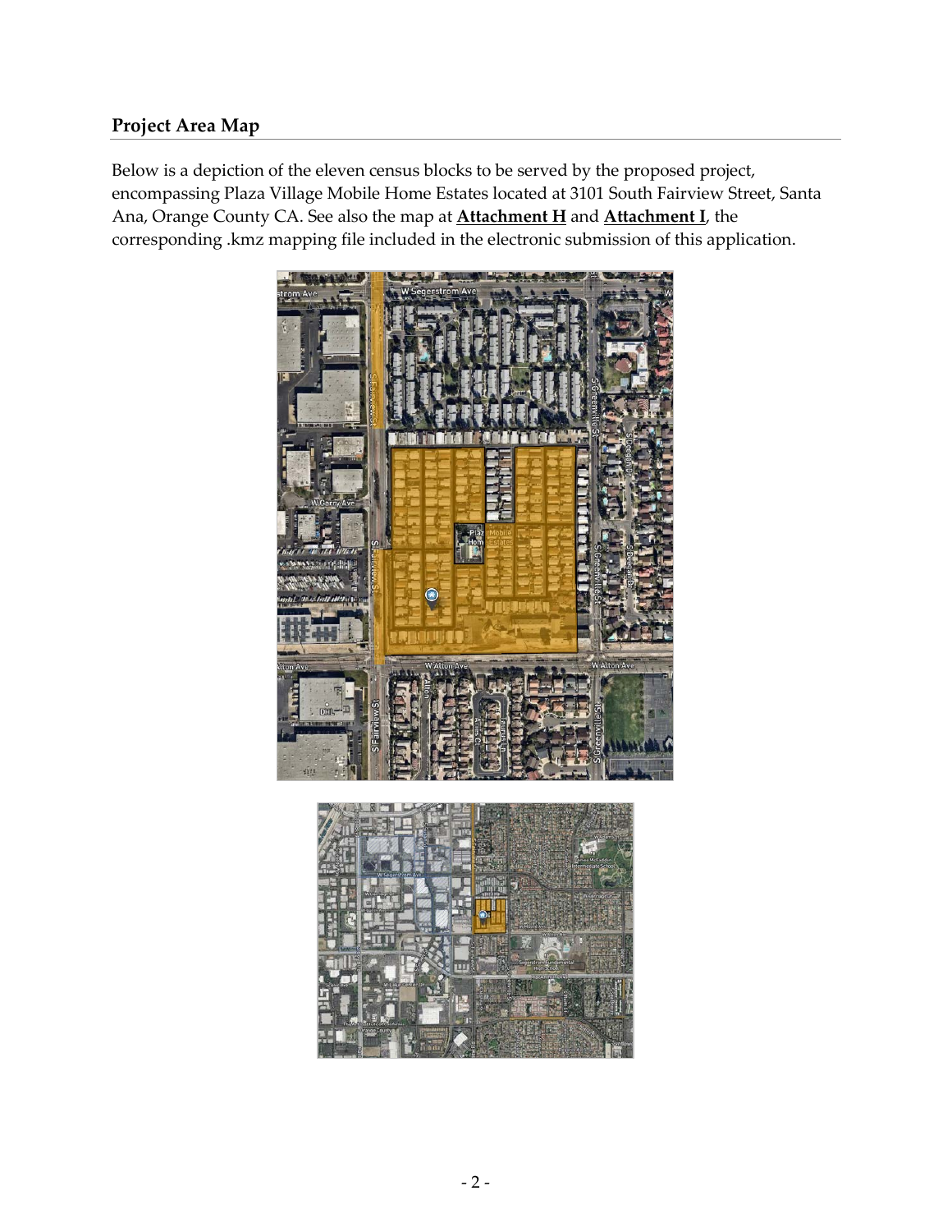## Project Area Map

Below is a depiction of the eleven census blocks to be served by the proposed project, encompassing Plaza Village Mobile Home Estates located at 3101 South Fairview Street, Santa Ana, Orange County CA. See also the map at **Attachment H** and **Attachment I**, the corresponding .kmz mapping file included in the electronic submission of this application.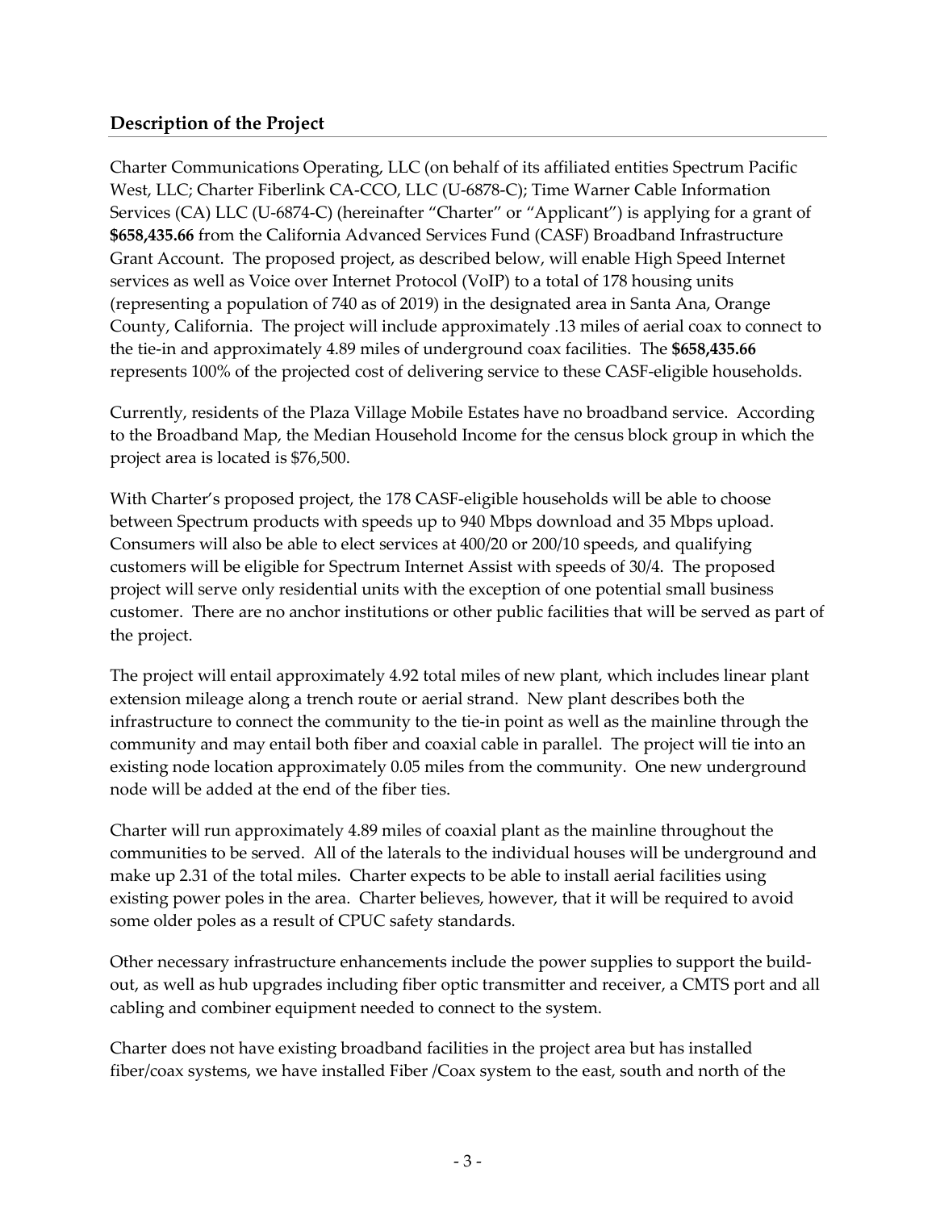## Description of the Project

Charter Communications Operating, LLC (on behalf of its affiliated entities Spectrum Pacific West, LLC; Charter Fiberlink CA-CCO, LLC (U-6878-C); Time Warner Cable Information Services (CA) LLC (U-6874-C) (hereinafter "Charter" or "Applicant") is applying for a grant of **$658,435.66** from the California Advanced Services Fund (CASF) Broadband Infrastructure Grant Account. The proposed project, as described below, will enable High Speed Internet services as well as Voice over Internet Protocol (VoIP) to a total of 178 housing units (representing a population of 740 as of 2019) in the designated area in Santa Ana, Orange County, California. The project will include approximately .13 miles of aerial coax to connect to the tie-in and approximately 4.89 miles of underground coax facilities. The **$658,435.66** represents 100% of the projected cost of delivering service to these CASF-eligible households.

Currently, residents of the Plaza Village Mobile Estates have no broadband service. According to the Broadband Map, the Median Household Income for the census block group in which the project area is located is $76,500.

With Charter's proposed project, the 178 CASF-eligible households will be able to choose between Spectrum products with speeds up to 940 Mbps download and 35 Mbps upload. Consumers will also be able to elect services at 400/20 or 200/10 speeds, and qualifying customers will be eligible for Spectrum Internet Assist with speeds of 30/4. The proposed project will serve only residential units with the exception of one potential small business customer. There are no anchor institutions or other public facilities that will be served as part of the project.

The project will entail approximately 4.92 total miles of new plant, which includes linear plant extension mileage along a trench route or aerial strand. New plant describes both the infrastructure to connect the community to the tie-in point as well as the mainline through the community and may entail both fiber and coaxial cable in parallel. The project will tie into an existing node location approximately 0.05 miles from the community. One new underground node will be added at the end of the fiber ties.

Charter will run approximately 4.89 miles of coaxial plant as the mainline throughout the communities to be served. All of the laterals to the individual houses will be underground and make up 2.31 of the total miles. Charter expects to be able to install aerial facilities using existing power poles in the area. Charter believes, however, that it will be required to avoid some older poles as a result of CPUC safety standards.

Other necessary infrastructure enhancements include the power supplies to support the build-out, as well as hub upgrades including fiber optic transmitter and receiver, a CMTS port and all cabling and combiner equipment needed to connect to the system.

Charter does not have existing broadband facilities in the project area but has installed fiber/coax systems, we have installed Fiber /Coax system to the east, south and north of the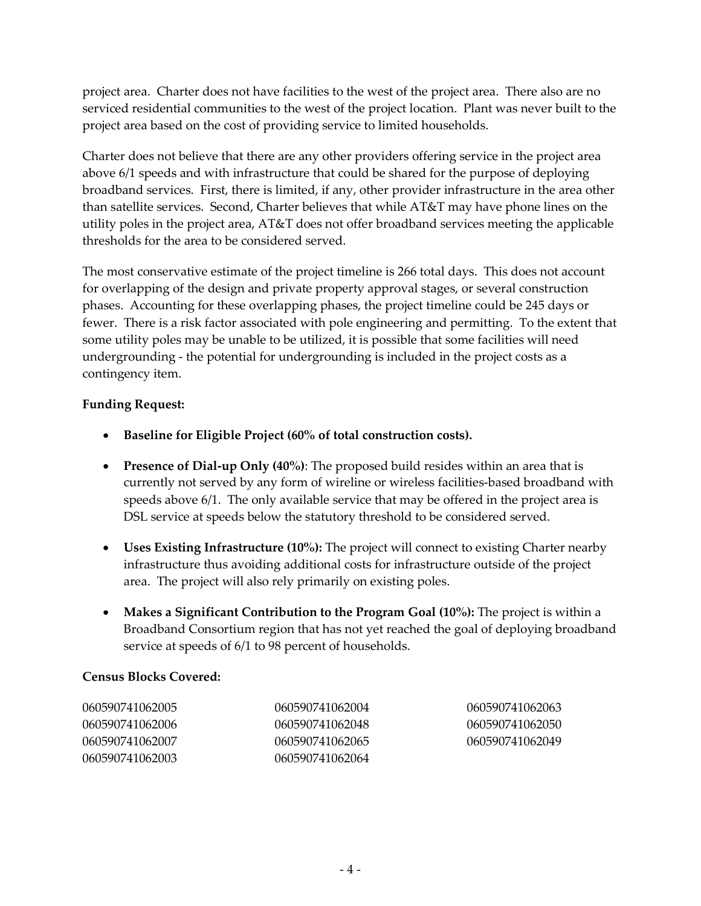project area. Charter does not have facilities to the west of the project area. There also are no serviced residential communities to the west of the project location. Plant was never built to the project area based on the cost of providing service to limited households.

Charter does not believe that there are any other providers offering service in the project area above 6/1 speeds and with infrastructure that could be shared for the purpose of deploying broadband services. First, there is limited, if any, other provider infrastructure in the area other than satellite services. Second, Charter believes that while AT&T may have phone lines on the utility poles in the project area, AT&T does not offer broadband services meeting the applicable thresholds for the area to be considered served.

The most conservative estimate of the project timeline is 266 total days. This does not account for overlapping of the design and private property approval stages, or several construction phases. Accounting for these overlapping phases, the project timeline could be 245 days or fewer. There is a risk factor associated with pole engineering and permitting. To the extent that some utility poles may be unable to be utilized, it is possible that some facilities will need undergrounding - the potential for undergrounding is included in the project costs as a contingency item.

**Funding Request:**

- **Baseline for Eligible Project (60% of total construction costs).**
- **Presence of Dial-up Only (40%)**: The proposed build resides within an area that is currently not served by any form of wireline or wireless facilities-based broadband with speeds above 6/1. The only available service that may be offered in the project area is DSL service at speeds below the statutory threshold to be considered served.
- **Uses Existing Infrastructure (10%):** The project will connect to existing Charter nearby infrastructure thus avoiding additional costs for infrastructure outside of the project area. The project will also rely primarily on existing poles.
- **Makes a Significant Contribution to the Program Goal (10%):** The project is within a Broadband Consortium region that has not yet reached the goal of deploying broadband service at speeds of 6/1 to 98 percent of households.

**Census Blocks Covered:**

060590741062005
060590741062006
060590741062007
060590741062003
060590741062004
060590741062048
060590741062065
060590741062064
060590741062063
060590741062050
060590741062049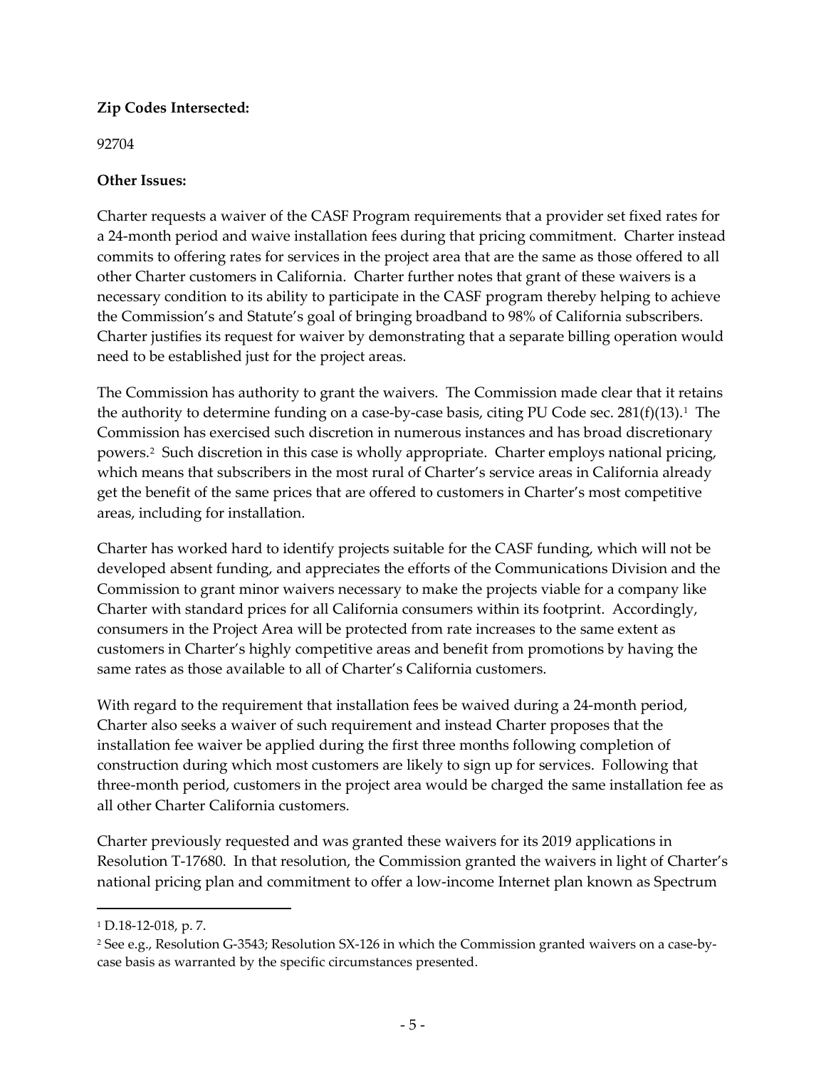**Zip Codes Intersected:**

92704

**Other Issues:**

Charter requests a waiver of the CASF Program requirements that a provider set fixed rates for a 24-month period and waive installation fees during that pricing commitment. Charter instead commits to offering rates for services in the project area that are the same as those offered to all other Charter customers in California. Charter further notes that grant of these waivers is a necessary condition to its ability to participate in the CASF program thereby helping to achieve the Commission's and Statute's goal of bringing broadband to 98% of California subscribers. Charter justifies its request for waiver by demonstrating that a separate billing operation would need to be established just for the project areas.

The Commission has authority to grant the waivers. The Commission made clear that it retains the authority to determine funding on a case-by-case basis, citing PU Code sec. 281(f)(13).[1] The Commission has exercised such discretion in numerous instances and has broad discretionary powers.[2] Such discretion in this case is wholly appropriate. Charter employs national pricing, which means that subscribers in the most rural of Charter's service areas in California already get the benefit of the same prices that are offered to customers in Charter's most competitive areas, including for installation.

Charter has worked hard to identify projects suitable for the CASF funding, which will not be developed absent funding, and appreciates the efforts of the Communications Division and the Commission to grant minor waivers necessary to make the projects viable for a company like Charter with standard prices for all California consumers within its footprint. Accordingly, consumers in the Project Area will be protected from rate increases to the same extent as customers in Charter's highly competitive areas and benefit from promotions by having the same rates as those available to all of Charter's California customers.

With regard to the requirement that installation fees be waived during a 24-month period, Charter also seeks a waiver of such requirement and instead Charter proposes that the installation fee waiver be applied during the first three months following completion of construction during which most customers are likely to sign up for services. Following that three-month period, customers in the project area would be charged the same installation fee as all other Charter California customers.

Charter previously requested and was granted these waivers for its 2019 applications in Resolution T-17680. In that resolution, the Commission granted the waivers in light of Charter's national pricing plan and commitment to offer a low-income Internet plan known as Spectrum

---

[1] D.18-12-018, p. 7.

[2] See e.g., Resolution G-3543; Resolution SX-126 in which the Commission granted waivers on a case-by-case basis as warranted by the specific circumstances presented.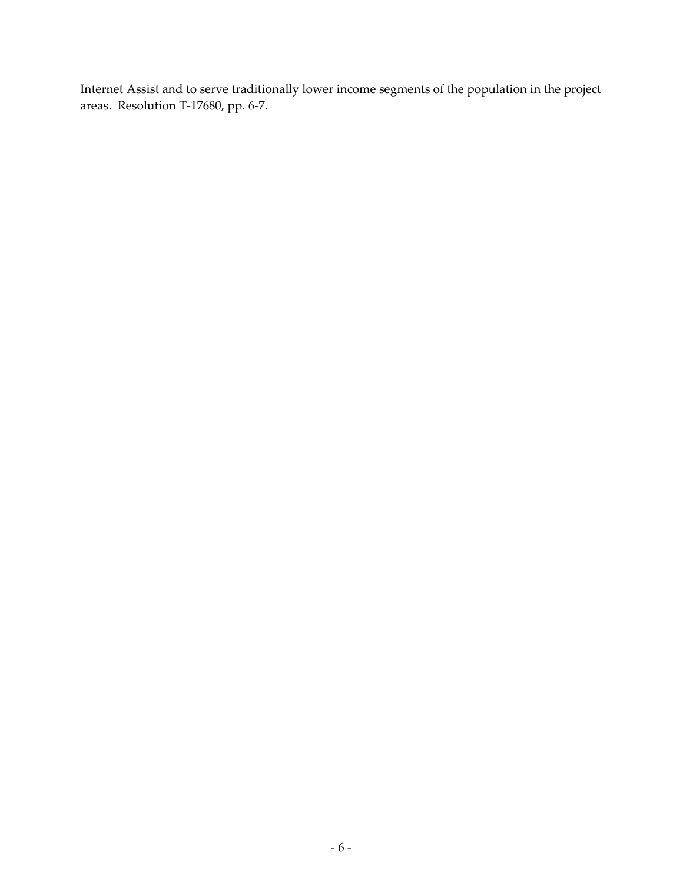Internet Assist and to serve traditionally lower income segments of the population in the project areas. Resolution T-17680, pp. 6-7.